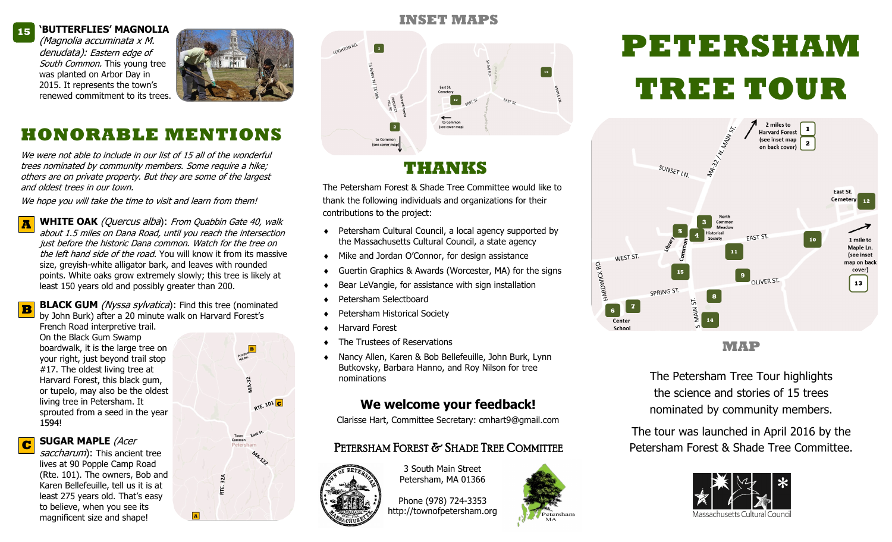**15** **'BUTTERFLIES' MAGNOLIA** *(Magnolia accuminata x M. denudata): Eastern edge of South Common.* This young tree was planted on Arbor Day in 2015. It represents the town's renewed commitment to its trees.

# HONORABLE MENTIONS

*We were not able to include in our list of 15 all of the wonderful trees nominated by community members. Some require a hike; others are on private property. But they are some of the largest and oldest trees in our town.*

*We hope you will take the time to visit and learn from them!*

**A** **WHITE OAK** *(Quercus alba)*: *From Quabbin Gate 40, walk about 1.5 miles on Dana Road, until you reach the intersection just before the historic Dana common. Watch for the tree on the left hand side of the road.* You will know it from its massive size, greyish-white alligator bark, and leaves with rounded points. White oaks grow extremely slowly; this tree is likely at least 150 years old and possibly greater than 200.

**B** **BLACK GUM** *(Nyssa sylvatica)*: Find this tree (nominated by John Burk) after a 20 minute walk on Harvard Forest's French Road interpretive trail. On the Black Gum Swamp boardwalk, it is the large tree on your right, just beyond trail stop #17. The oldest living tree at Harvard Forest, this black gum, or tupelo, may also be the oldest living tree in Petersham. It sprouted from a seed in the year **1594**!

**C** **SUGAR MAPLE** *(Acer saccharum)*: This ancient tree lives at 90 Popple Camp Road (Rte. 101). The owners, Bob and Karen Bellefeuille, tell us it is at least 275 years old. That's easy to believe, when you see its magnificent size and shape!

## INSET MAPS

## THANKS

The Petersham Forest & Shade Tree Committee would like to thank the following individuals and organizations for their contributions to the project:

- Petersham Cultural Council, a local agency supported by the Massachusetts Cultural Council, a state agency
- Mike and Jordan O'Connor, for design assistance
- Guertin Graphics & Awards (Worcester, MA) for the signs
- Bear LeVangie, for assistance with sign installation
- Petersham Selectboard
- Petersham Historical Society
- Harvard Forest
- The Trustees of Reservations
- Nancy Allen, Karen & Bob Bellefeuille, John Burk, Lynn Butkovsky, Barbara Hanno, and Roy Nilson for tree nominations

### We welcome your feedback!

Clarisse Hart, Committee Secretary: cmhart9@gmail.com

### PETERSHAM FOREST & SHADE TREE COMMITTEE

3 South Main Street
Petersham, MA 01366

Phone (978) 724-3353
http://townofpetersham.org

# PETERSHAM TREE TOUR

## MAP

The Petersham Tree Tour highlights the science and stories of 15 trees nominated by community members.

The tour was launched in April 2016 by the Petersham Forest & Shade Tree Committee.

Massachusetts Cultural Council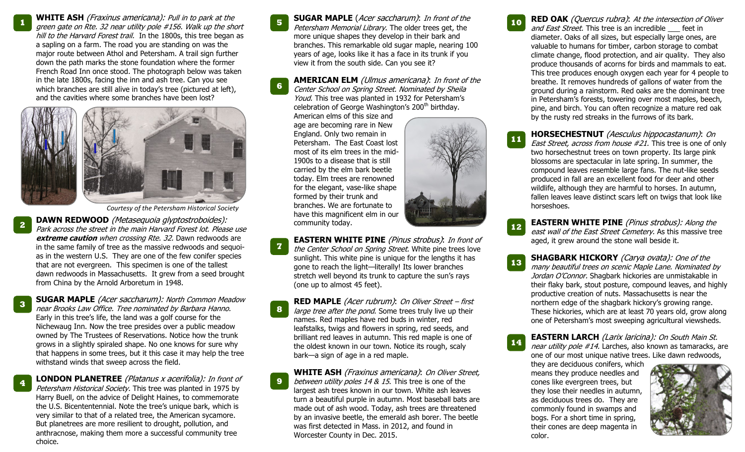**1** **WHITE ASH** *(Fraxinus americana): Pull in to park at the green gate on Rte. 32 near utility pole #156. Walk up the short hill to the Harvard Forest trail.* In the 1800s, this tree began as a sapling on a farm. The road you are standing on was the major route between Athol and Petersham. A trail sign further down the path marks the stone foundation where the former French Road Inn once stood. The photograph below was taken in the late 1800s, facing the inn and ash tree. Can you see which branches are still alive in today's tree (pictured at left), and the cavities where some branches have been lost?

*Courtesy of the Petersham Historical Society*

**2** **DAWN REDWOOD** *(Metasequoia glyptostroboides): Park across the street in the main Harvard Forest lot. Please use **extreme caution** when crossing Rte. 32.* Dawn redwoods are in the same family of tree as the massive redwoods and sequoias in the western U.S. They are one of the few conifer species that are not evergreen. This specimen is one of the tallest dawn redwoods in Massachusetts. It grew from a seed brought from China by the Arnold Arboretum in 1948.

**3** **SUGAR MAPLE** *(Acer saccharum): North Common Meadow near Brooks Law Office. Tree nominated by Barbara Hanno.* Early in this tree's life, the land was a golf course for the Nichewaug Inn. Now the tree presides over a public meadow owned by The Trustees of Reservations. Notice how the trunk grows in a slightly spiraled shape. No one knows for sure why that happens in some trees, but it this case it may help the tree withstand winds that sweep across the field.

**4** **LONDON PLANETREE** *(Platanus x acerifolia): In front of Petersham Historical Society.* This tree was planted in 1975 by Harry Buell, on the advice of Delight Haines, to commemorate the U.S. Bicentennial. Note the tree's unique bark, which is very similar to that of a related tree, the American sycamore. But planetrees are more resilient to drought, pollution, and anthracnose, making them more a successful community tree choice.

**5** **SUGAR MAPLE** *(Acer saccharum): In front of the Petersham Memorial Library.* The older trees get, the more unique shapes they develop in their bark and branches. This remarkable old sugar maple, nearing 100 years of age, looks like it has a face in its trunk if you view it from the south side. Can you see it?

**6** **AMERICAN ELM** *(Ulmus americana): In front of the Center School on Spring Street. Nominated by Sheila Youd.* This tree was planted in 1932 for Petersham's celebration of George Washington's 200th birthday. American elms of this size and age are becoming rare in New England. Only two remain in Petersham. The East Coast lost most of its elm trees in the mid-1900s to a disease that is still carried by the elm bark beetle today. Elm trees are renowned for the elegant, vase-like shape formed by their trunk and branches. We are fortunate to have this magnificent elm in our community today.

**7** **EASTERN WHITE PINE** *(Pinus strobus): In front of the Center School on Spring Street.* White pine trees love sunlight. This white pine is unique for the lengths it has gone to reach the light—literally! Its lower branches stretch well beyond its trunk to capture the sun's rays (one up to almost 45 feet).

**8** **RED MAPLE** *(Acer rubrum): On Oliver Street – first large tree after the pond.* Some trees truly live up their names. Red maples have red buds in winter, red leafstalks, twigs and flowers in spring, red seeds, and brilliant red leaves in autumn. This red maple is one of the oldest known in our town. Notice its rough, scaly bark—a sign of age in a red maple.

**9** **WHITE ASH** *(Fraxinus americana): On Oliver Street, between utility poles 14 & 15.* This tree is one of the largest ash trees known in our town. White ash leaves turn a beautiful purple in autumn. Most baseball bats are made out of ash wood. Today, ash trees are threatened by an invasive beetle, the emerald ash borer. The beetle was first detected in Mass. in 2012, and found in Worcester County in Dec. 2015.

**10** **RED OAK** *(Quercus rubra): At the intersection of Oliver and East Street.* This tree is an incredible ___ feet in diameter. Oaks of all sizes, but especially large ones, are valuable to humans for timber, carbon storage to combat climate change, flood protection, and air quality. They also produce thousands of acorns for birds and mammals to eat. This tree produces enough oxygen each year for 4 people to breathe. It removes hundreds of gallons of water from the ground during a rainstorm. Red oaks are the dominant tree in Petersham's forests, towering over most maples, beech, pine, and birch. You can often recognize a mature red oak by the rusty red streaks in the furrows of its bark.

**11** **HORSECHESTNUT** *(Aesculus hippocastanum): On East Street, across from house #21.* This tree is one of only two horsechestnut trees on town property. Its large pink blossoms are spectacular in late spring. In summer, the compound leaves resemble large fans. The nut-like seeds produced in fall are an excellent food for deer and other wildlife, although they are harmful to horses. In autumn, fallen leaves leave distinct scars left on twigs that look like horseshoes.

**12** **EASTERN WHITE PINE** *(Pinus strobus): Along the east wall of the East Street Cemetery.* As this massive tree aged, it grew around the stone wall beside it.

**13** **SHAGBARK HICKORY** *(Carya ovata): One of the many beautiful trees on scenic Maple Lane. Nominated by Jordan O'Connor.* Shagbark hickories are unmistakable in their flaky bark, stout posture, compound leaves, and highly productive creation of nuts. Massachusetts is near the northern edge of the shagbark hickory's growing range. These hickories, which are at least 70 years old, grow along one of Petersham's most sweeping agricultural viewsheds.

**14** **EASTERN LARCH** *(Larix laricina): On South Main St. near utility pole #14.* Larches, also known as tamaracks, are one of our most unique native trees. Like dawn redwoods, they are deciduous conifers, which means they produce needles and cones like evergreen trees, but they lose their needles in autumn, as deciduous trees do. They are commonly found in swamps and bogs. For a short time in spring, their cones are deep magenta in color.